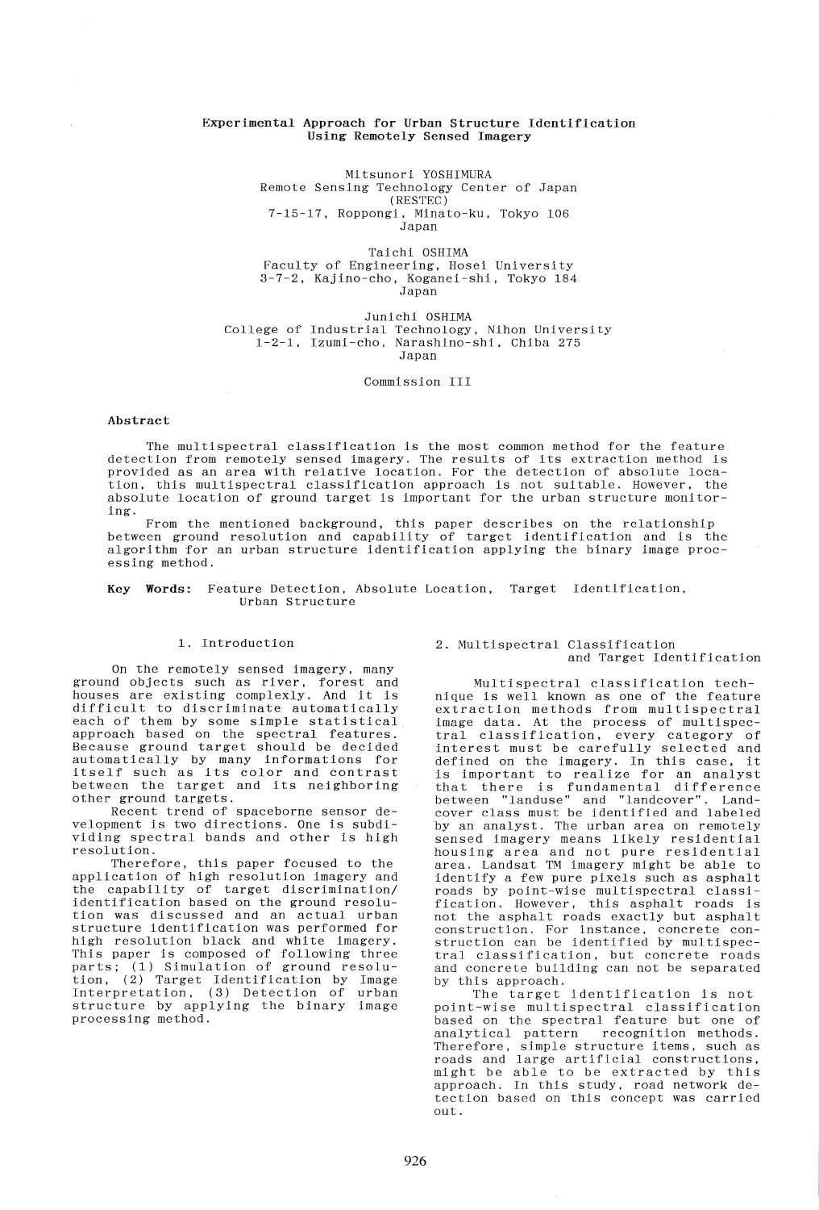# Experimental Approach for Urban Structure Identification Using Remotely Sensed Imagery

Mitsunori YOSHIMURA
Remote Sensing Technology Center of Japan
(RESTEC)
7-15-17, Roppongi, Minato-ku, Tokyo 106
Japan

Taichi OSHIMA
Faculty of Engineering, Hosei University
3-7-2, Kajino-cho, Koganei-shi, Tokyo 184
Japan

Junichi OSHIMA
College of Industrial Technology, Nihon University
1-2-1, Izumi-cho, Narashino-shi, Chiba 275
Japan

Commission III

**Abstract**

The multispectral classification is the most common method for the feature detection from remotely sensed imagery. The results of its extraction method is provided as an area with relative location. For the detection of absolute location, this multispectral classification approach is not suitable. However, the absolute location of ground target is important for the urban structure monitoring.

From the mentioned background, this paper describes on the relationship between ground resolution and capability of target identification and is the algorithm for an urban structure identification applying the binary image processing method.

**Key Words:** Feature Detection, Absolute Location, Target Identification, Urban Structure

## 1. Introduction

On the remotely sensed imagery, many ground objects such as river, forest and houses are existing complexly. And it is difficult to discriminate automatically each of them by some simple statistical approach based on the spectral features. Because ground target should be decided automatically by many informations for itself such as its color and contrast between the target and its neighboring other ground targets.

Recent trend of spaceborne sensor development is two directions. One is subdividing spectral bands and other is high resolution.

Therefore, this paper focused to the application of high resolution imagery and the capability of target discrimination/identification based on the ground resolution was discussed and an actual urban structure identification was performed for high resolution black and white imagery. This paper is composed of following three parts; (1) Simulation of ground resolution, (2) Target Identification by Image Interpretation, (3) Detection of urban structure by applying the binary image processing method.

## 2. Multispectral Classification and Target Identification

Multispectral classification technique is well known as one of the feature extraction methods from multispectral image data. At the process of multispectral classification, every category of interest must be carefully selected and defined on the imagery. In this case, it is important to realize for an analyst that there is fundamental difference between "landuse" and "landcover". Landcover class must be identified and labeled by an analyst. The urban area on remotely sensed imagery means likely residential housing area and not pure residential area. Landsat TM imagery might be able to identify a few pure pixels such as asphalt roads by point-wise multispectral classification. However, this asphalt roads is not the asphalt roads exactly but asphalt construction. For instance, concrete construction can be identified by multispectral classification, but concrete roads and concrete building can not be separated by this approach.

The target identification is not point-wise multispectral classification based on the spectral feature but one of analytical pattern recognition methods. Therefore, simple structure items, such as roads and large artificial constructions, might be able to be extracted by this approach. In this study, road network detection based on this concept was carried out.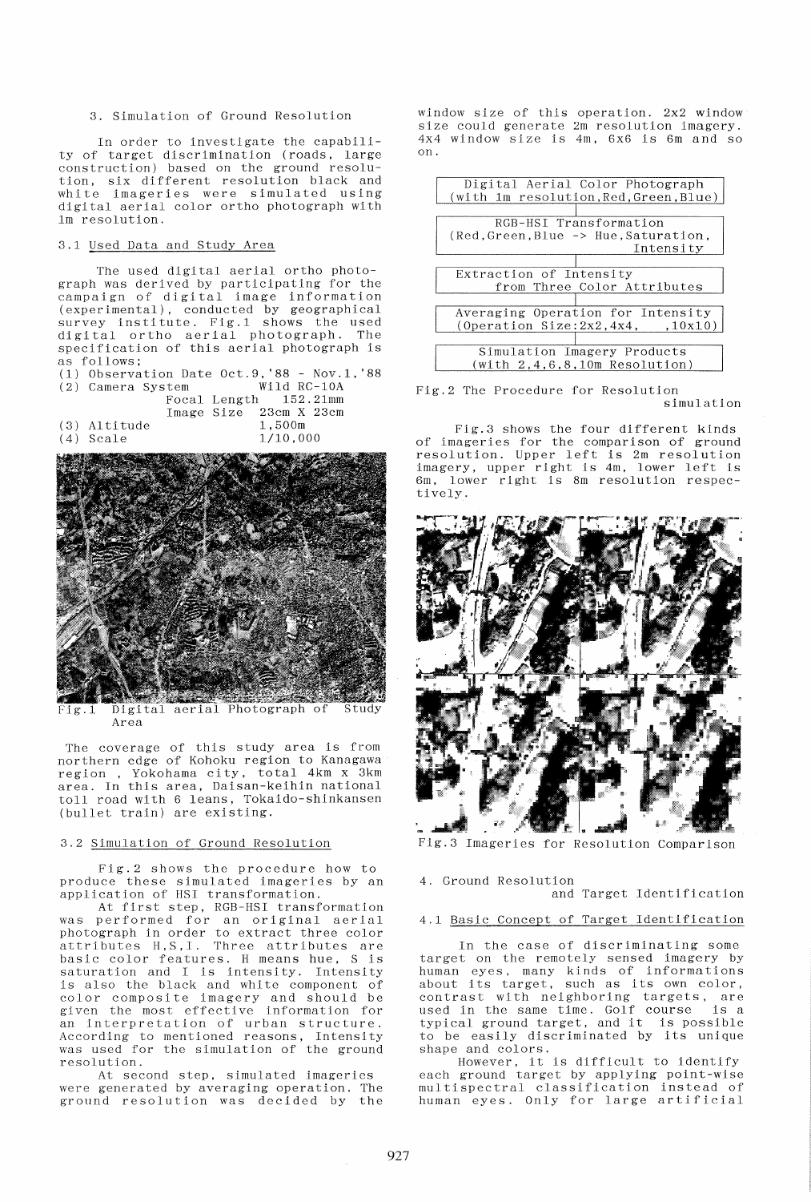## 3. Simulation of Ground Resolution

In order to investigate the capability of target discrimination (roads, large construction) based on the ground resolution, six different resolution black and white imageries were simulated using digital aerial color ortho photograph with 1m resolution.

### 3.1 Used Data and Study Area

The used digital aerial ortho photograph was derived by participating for the campaign of digital image information (experimental), conducted by geographical survey institute. Fig.1 shows the used digital ortho aerial photograph. The specification of this aerial photograph is as follows;

(1) Observation Date Oct.9,'88 - Nov.1,'88
(2) Camera System Wild RC-10A
    Focal Length 152.21mm
    Image Size 23cm X 23cm
(3) Altitude 1,500m
(4) Scale 1/10,000

Fig.1 Digital aerial Photograph of Study Area

The coverage of this study area is from northern edge of Kohoku region to Kanagawa region , Yokohama city, total 4km x 3km area. In this area, Daisan-keihin national toll road with 6 leans, Tokaido-shinkansen (bullet train) are existing.

### 3.2 Simulation of Ground Resolution

Fig.2 shows the procedure how to produce these simulated imageries by an application of HSI transformation.

At first step, RGB-HSI transformation was performed for an original aerial photograph in order to extract three color attributes H,S,I. Three attributes are basic color features. H means hue, S is saturation and I is intensity. Intensity is also the black and white component of color composite imagery and should be given the most effective information for an interpretation of urban structure. According to mentioned reasons, Intensity was used for the simulation of the ground resolution.

At second step, simulated imageries were generated by averaging operation. The ground resolution was decided by the window size of this operation. 2x2 window size could generate 2m resolution imagery. 4x4 window size is 4m, 6x6 is 6m and so on.

Digital Aerial Color Photograph (with 1m resolution,Red,Green,Blue)
↓
RGB-HSI Transformation (Red,Green,Blue -> Hue,Saturation, Intensity
↓
Extraction of Intensity from Three Color Attributes
↓
Averaging Operation for Intensity (Operation Size:2x2,4x4, ,10x10)
↓
Simulation Imagery Products (with 2,4,6,8,10m Resolution)

Fig.2 The Procedure for Resolution simulation

Fig.3 shows the four different kinds of imageries for the comparison of ground resolution. Upper left is 2m resolution imagery, upper right is 4m, lower left is 6m, lower right is 8m resolution respectively.

Fig.3 Imageries for Resolution Comparison

## 4. Ground Resolution and Target Identification

### 4.1 Basic Concept of Target Identification

In the case of discriminating some target on the remotely sensed imagery by human eyes, many kinds of informations about its target, such as its own color, contrast with neighboring targets, are used in the same time. Golf course is a typical ground target, and it is possible to be easily discriminated by its unique shape and colors.

However, it is difficult to identify each ground target by applying point-wise multispectral classification instead of human eyes. Only for large artificial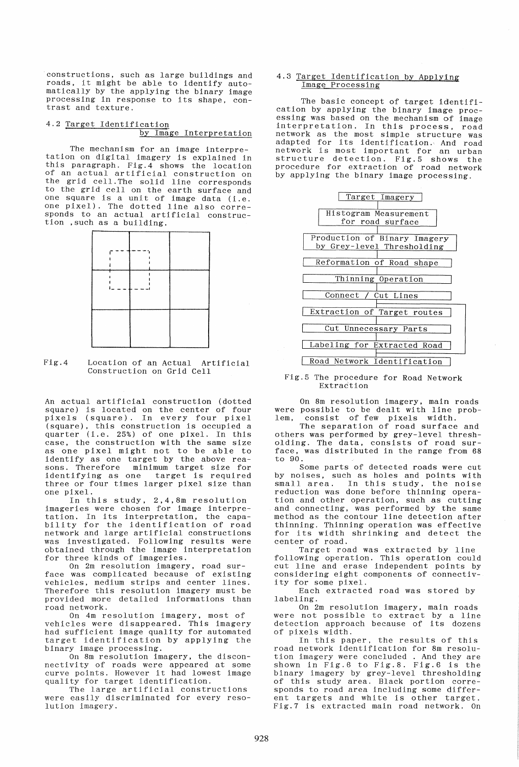constructions, such as large buildings and roads, it might be able to identify automatically by the applying the binary image processing in response to its shape, contrast and texture.

### 4.2 Target Identification by Image Interpretation

The mechanism for an image interpretation on digital imagery is explained in this paragraph. Fig.4 shows the location of an actual artificial construction on the grid cell. The solid line corresponds to the grid cell on the earth surface and one square is a unit of image data (i.e. one pixel). The dotted line also corresponds to an actual artificial construction, such as a building.

Fig.4 Location of an Actual Artificial Construction on Grid Cell

An actual artificial construction (dotted square) is located on the center of four pixels (square). In every four pixel (square), this construction is occupied a quarter (i.e. 25%) of one pixel. In this case, the construction with the same size as one pixel might not to be able to identify as one target by the above reasons. Therefore minimum target size for identifying as one target is required three or four times larger pixel size than one pixel.

In this study, 2,4,8m resolution imageries were chosen for image interpretation. In its interpretation, the capability for the identification of road network and large artificial constructions was investigated. Following results were obtained through the image interpretation for three kinds of imageries.

On 2m resolution imagery, road surface was complicated because of existing vehicles, medium strips and center lines. Therefore this resolution imagery must be provided more detailed informations than road network.

On 4m resolution imagery, most of vehicles were disappeared. This imagery had sufficient image quality for automated target identification by applying the binary image processing.

On 8m resolution imagery, the disconnectivity of roads were appeared at some curve points. However it had lowest image quality for target identification.

The large artificial constructions were easily discriminated for every resolution imagery.

### 4.3 Target Identification by Applying Image Processing

The basic concept of target identification by applying the binary image processing was based on the mechanism of image interpretation. In this process, road network as the most simple structure was adapted for its identification. And road network is most important for an urban structure detection. Fig.5 shows the procedure for extraction of road network by applying the binary image processing.

```
Target Imagery
      |
Histogram Measurement for road surface
      |
Production of Binary Imagery by Grey-level Thresholding
      |
Reformation of Road shape
      |
Thinning Operation
      |
Connect / Cut Lines
      |
Extraction of Target routes   <--+
      |                          |
Cut Unnecessary Parts            |
      |                          |
Labeling for Extracted Road   ---+
      |
Road Network Identification
```

Fig.5 The procedure for Road Network Extraction

On 8m resolution imagery, main roads were possible to be dealt with line problem, consist of few pixels width.

The separation of road surface and others was performed by grey-level thresholding. The data, consists of road surface, was distributed in the range from 68 to 90.

Some parts of detected roads were cut by noises, such as holes and points with small area. In this study, the noise reduction was done before thinning operation and other operation, such as cutting and connecting, was performed by the same method as the contour line detection after thinning. Thinning operation was effective for its width shrinking and detect the center of road.

Target road was extracted by line following operation. This operation could cut line and erase independent points by considering eight components of connectivity for some pixel.

Each extracted road was stored by labeling.

On 2m resolution imagery, main roads were not possible to extract by a line detection approach because of its dozens of pixels width.

In this paper, the results of this road network identification for 8m resolution imagery were concluded . And they are shown in Fig.6 to Fig.8. Fig.6 is the binary imagery by grey-level thresholding of this study area. Black portion corresponds to road area including some different targets and white is other target. Fig.7 is extracted main road network. On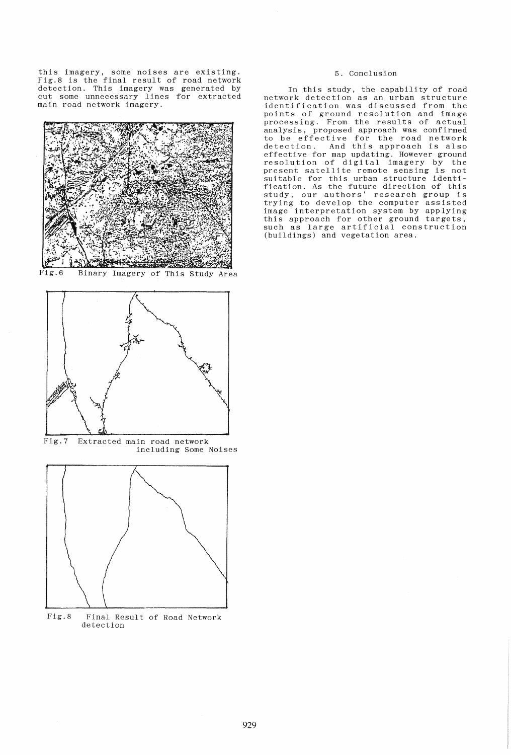this imagery, some noises are existing. Fig.8 is the final result of road network detection. This imagery was generated by cut some unnecessary lines for extracted main road network imagery.

Fig.6 Binary Imagery of This Study Area

Fig.7 Extracted main road network including Some Noises

Fig.8 Final Result of Road Network detection

## 5. Conclusion

In this study, the capability of road network detection as an urban structure identification was discussed from the points of ground resolution and image processing. From the results of actual analysis, proposed approach was confirmed to be effective for the road network detection. And this approach is also effective for map updating. However ground resolution of digital imagery by the present satellite remote sensing is not suitable for this urban structure identification. As the future direction of this study, our authors' research group is trying to develop the computer assisted image interpretation system by applying this approach for other ground targets, such as large artificial construction (buildings) and vegetation area.